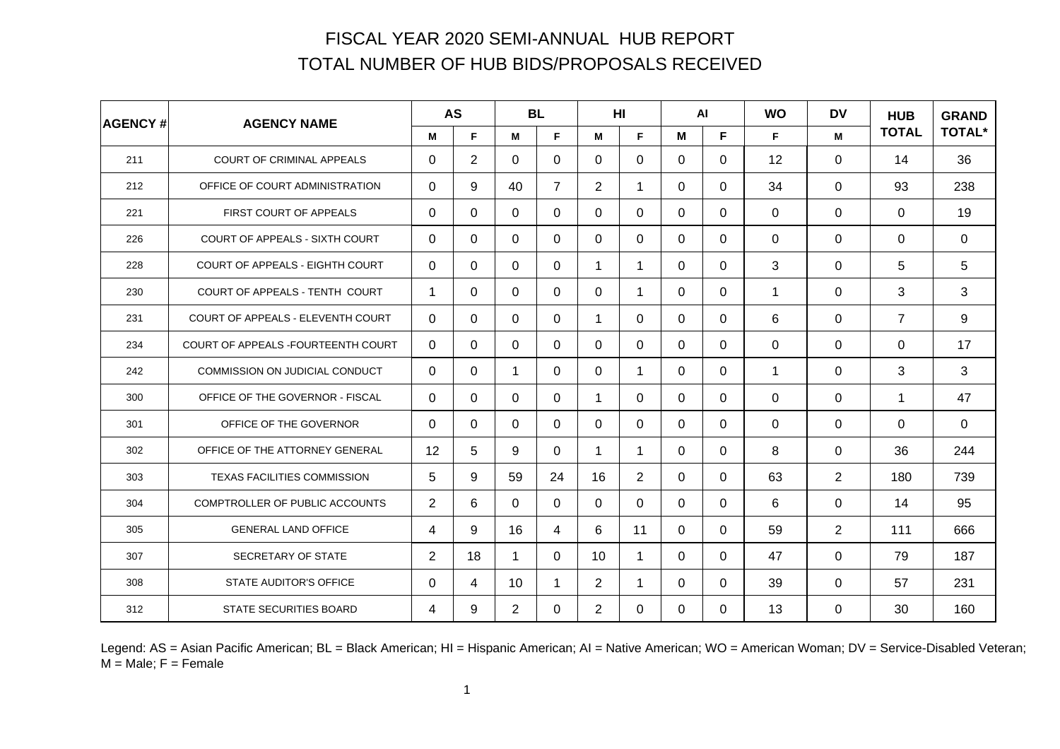# FISCAL YEAR 2020 SEMI-ANNUAL HUB REPORT

## TOTAL NUMBER OF HUB BIDS/PROPOSALS RECEIVED

| AGENCY # | AGENCY NAME | AS | | BL | | HI | | AI | | WO | DV | HUB TOTAL | GRAND TOTAL* |
|---|---|---|---|---|---|---|---|---|---|---|---|---|---|
| | | M | F | M | F | M | F | M | F | F | M | | |
| 211 | COURT OF CRIMINAL APPEALS | 0 | 2 | 0 | 0 | 0 | 0 | 0 | 0 | 12 | 0 | 14 | 36 |
| 212 | OFFICE OF COURT ADMINISTRATION | 0 | 9 | 40 | 7 | 2 | 1 | 0 | 0 | 34 | 0 | 93 | 238 |
| 221 | FIRST COURT OF APPEALS | 0 | 0 | 0 | 0 | 0 | 0 | 0 | 0 | 0 | 0 | 0 | 19 |
| 226 | COURT OF APPEALS - SIXTH COURT | 0 | 0 | 0 | 0 | 0 | 0 | 0 | 0 | 0 | 0 | 0 | 0 |
| 228 | COURT OF APPEALS - EIGHTH COURT | 0 | 0 | 0 | 0 | 1 | 1 | 0 | 0 | 3 | 0 | 5 | 5 |
| 230 | COURT OF APPEALS - TENTH COURT | 1 | 0 | 0 | 0 | 0 | 1 | 0 | 0 | 1 | 0 | 3 | 3 |
| 231 | COURT OF APPEALS - ELEVENTH COURT | 0 | 0 | 0 | 0 | 1 | 0 | 0 | 0 | 6 | 0 | 7 | 9 |
| 234 | COURT OF APPEALS -FOURTEENTH COURT | 0 | 0 | 0 | 0 | 0 | 0 | 0 | 0 | 0 | 0 | 0 | 17 |
| 242 | COMMISSION ON JUDICIAL CONDUCT | 0 | 0 | 1 | 0 | 0 | 1 | 0 | 0 | 1 | 0 | 3 | 3 |
| 300 | OFFICE OF THE GOVERNOR - FISCAL | 0 | 0 | 0 | 0 | 1 | 0 | 0 | 0 | 0 | 0 | 1 | 47 |
| 301 | OFFICE OF THE GOVERNOR | 0 | 0 | 0 | 0 | 0 | 0 | 0 | 0 | 0 | 0 | 0 | 0 |
| 302 | OFFICE OF THE ATTORNEY GENERAL | 12 | 5 | 9 | 0 | 1 | 1 | 0 | 0 | 8 | 0 | 36 | 244 |
| 303 | TEXAS FACILITIES COMMISSION | 5 | 9 | 59 | 24 | 16 | 2 | 0 | 0 | 63 | 2 | 180 | 739 |
| 304 | COMPTROLLER OF PUBLIC ACCOUNTS | 2 | 6 | 0 | 0 | 0 | 0 | 0 | 0 | 6 | 0 | 14 | 95 |
| 305 | GENERAL LAND OFFICE | 4 | 9 | 16 | 4 | 6 | 11 | 0 | 0 | 59 | 2 | 111 | 666 |
| 307 | SECRETARY OF STATE | 2 | 18 | 1 | 0 | 10 | 1 | 0 | 0 | 47 | 0 | 79 | 187 |
| 308 | STATE AUDITOR'S OFFICE | 0 | 4 | 10 | 1 | 2 | 1 | 0 | 0 | 39 | 0 | 57 | 231 |
| 312 | STATE SECURITIES BOARD | 4 | 9 | 2 | 0 | 2 | 0 | 0 | 0 | 13 | 0 | 30 | 160 |

Legend: AS = Asian Pacific American; BL = Black American; HI = Hispanic American; AI = Native American; WO = American Woman; DV = Service-Disabled Veteran; M = Male; F = Female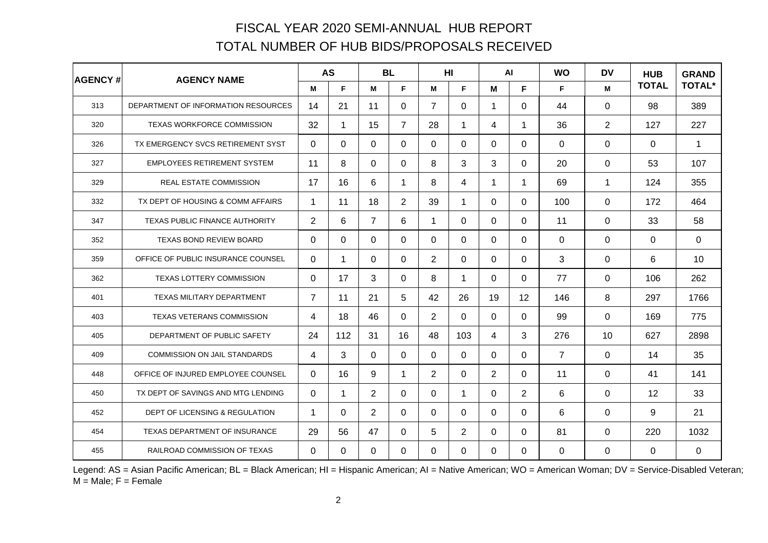# FISCAL YEAR 2020 SEMI-ANNUAL HUB REPORT

## TOTAL NUMBER OF HUB BIDS/PROPOSALS RECEIVED

| AGENCY # | AGENCY NAME | AS | | BL | | HI | | AI | | WO | DV | HUB TOTAL | GRAND TOTAL* |
|---|---|---|---|---|---|---|---|---|---|---|---|---|---|
| | | M | F | M | F | M | F | M | F | F | M | | |
| 313 | DEPARTMENT OF INFORMATION RESOURCES | 14 | 21 | 11 | 0 | 7 | 0 | 1 | 0 | 44 | 0 | 98 | 389 |
| 320 | TEXAS WORKFORCE COMMISSION | 32 | 1 | 15 | 7 | 28 | 1 | 4 | 1 | 36 | 2 | 127 | 227 |
| 326 | TX EMERGENCY SVCS RETIREMENT SYST | 0 | 0 | 0 | 0 | 0 | 0 | 0 | 0 | 0 | 0 | 0 | 1 |
| 327 | EMPLOYEES RETIREMENT SYSTEM | 11 | 8 | 0 | 0 | 8 | 3 | 3 | 0 | 20 | 0 | 53 | 107 |
| 329 | REAL ESTATE COMMISSION | 17 | 16 | 6 | 1 | 8 | 4 | 1 | 1 | 69 | 1 | 124 | 355 |
| 332 | TX DEPT OF HOUSING & COMM AFFAIRS | 1 | 11 | 18 | 2 | 39 | 1 | 0 | 0 | 100 | 0 | 172 | 464 |
| 347 | TEXAS PUBLIC FINANCE AUTHORITY | 2 | 6 | 7 | 6 | 1 | 0 | 0 | 0 | 11 | 0 | 33 | 58 |
| 352 | TEXAS BOND REVIEW BOARD | 0 | 0 | 0 | 0 | 0 | 0 | 0 | 0 | 0 | 0 | 0 | 0 |
| 359 | OFFICE OF PUBLIC INSURANCE COUNSEL | 0 | 1 | 0 | 0 | 2 | 0 | 0 | 0 | 3 | 0 | 6 | 10 |
| 362 | TEXAS LOTTERY COMMISSION | 0 | 17 | 3 | 0 | 8 | 1 | 0 | 0 | 77 | 0 | 106 | 262 |
| 401 | TEXAS MILITARY DEPARTMENT | 7 | 11 | 21 | 5 | 42 | 26 | 19 | 12 | 146 | 8 | 297 | 1766 |
| 403 | TEXAS VETERANS COMMISSION | 4 | 18 | 46 | 0 | 2 | 0 | 0 | 0 | 99 | 0 | 169 | 775 |
| 405 | DEPARTMENT OF PUBLIC SAFETY | 24 | 112 | 31 | 16 | 48 | 103 | 4 | 3 | 276 | 10 | 627 | 2898 |
| 409 | COMMISSION ON JAIL STANDARDS | 4 | 3 | 0 | 0 | 0 | 0 | 0 | 0 | 7 | 0 | 14 | 35 |
| 448 | OFFICE OF INJURED EMPLOYEE COUNSEL | 0 | 16 | 9 | 1 | 2 | 0 | 2 | 0 | 11 | 0 | 41 | 141 |
| 450 | TX DEPT OF SAVINGS AND MTG LENDING | 0 | 1 | 2 | 0 | 0 | 1 | 0 | 2 | 6 | 0 | 12 | 33 |
| 452 | DEPT OF LICENSING & REGULATION | 1 | 0 | 2 | 0 | 0 | 0 | 0 | 0 | 6 | 0 | 9 | 21 |
| 454 | TEXAS DEPARTMENT OF INSURANCE | 29 | 56 | 47 | 0 | 5 | 2 | 0 | 0 | 81 | 0 | 220 | 1032 |
| 455 | RAILROAD COMMISSION OF TEXAS | 0 | 0 | 0 | 0 | 0 | 0 | 0 | 0 | 0 | 0 | 0 | 0 |

Legend: AS = Asian Pacific American; BL = Black American; HI = Hispanic American; AI = Native American; WO = American Woman; DV = Service-Disabled Veteran; M = Male; F = Female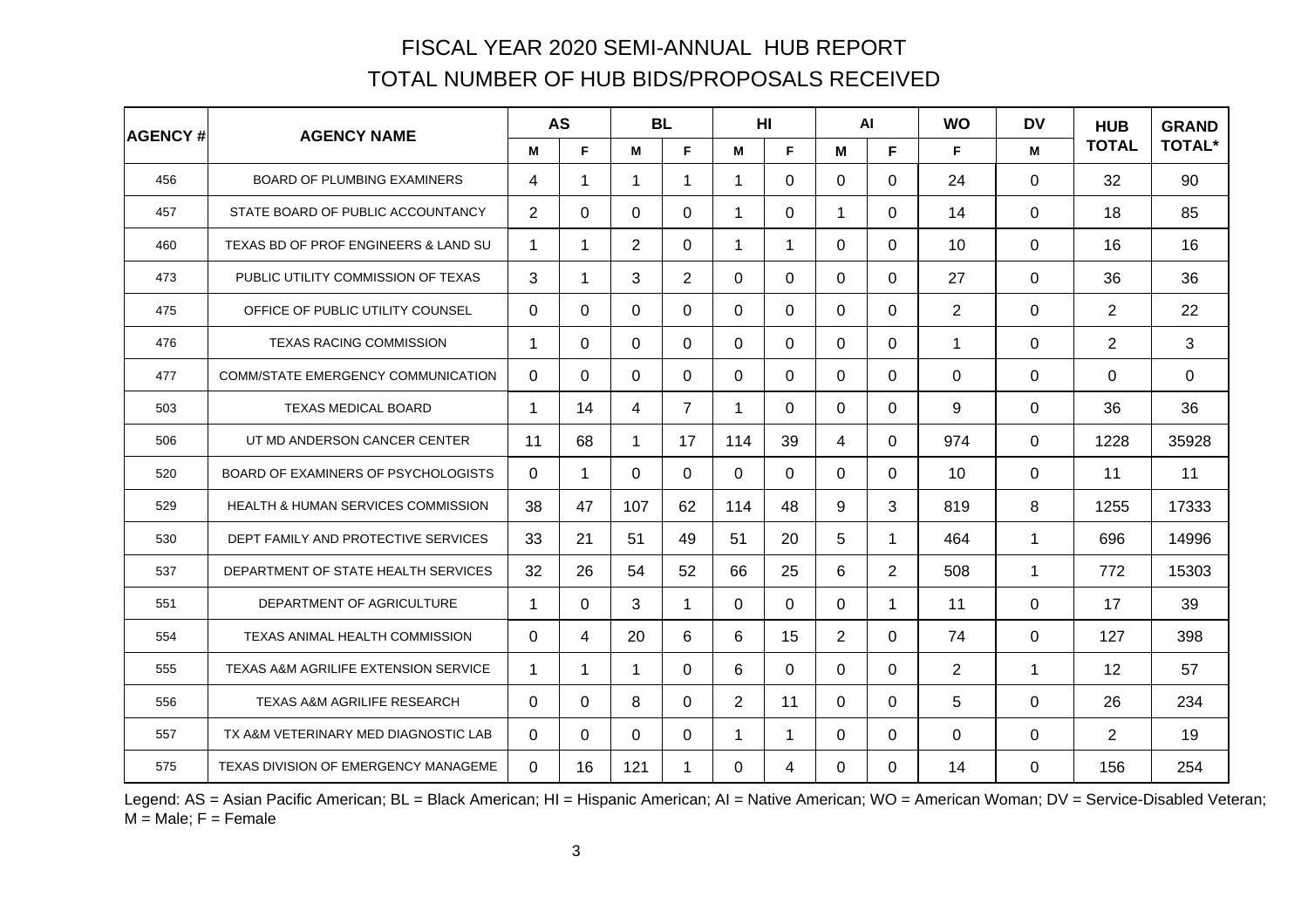# FISCAL YEAR 2020 SEMI-ANNUAL HUB REPORT

## TOTAL NUMBER OF HUB BIDS/PROPOSALS RECEIVED

| AGENCY # | AGENCY NAME | AS | | BL | | HI | | AI | | WO | DV | HUB TOTAL | GRAND TOTAL* |
|---|---|---|---|---|---|---|---|---|---|---|---|---|---|
| | | M | F | M | F | M | F | M | F | F | M | | |
| 456 | BOARD OF PLUMBING EXAMINERS | 4 | 1 | 1 | 1 | 1 | 0 | 0 | 0 | 24 | 0 | 32 | 90 |
| 457 | STATE BOARD OF PUBLIC ACCOUNTANCY | 2 | 0 | 0 | 0 | 1 | 0 | 1 | 0 | 14 | 0 | 18 | 85 |
| 460 | TEXAS BD OF PROF ENGINEERS & LAND SU | 1 | 1 | 2 | 0 | 1 | 1 | 0 | 0 | 10 | 0 | 16 | 16 |
| 473 | PUBLIC UTILITY COMMISSION OF TEXAS | 3 | 1 | 3 | 2 | 0 | 0 | 0 | 0 | 27 | 0 | 36 | 36 |
| 475 | OFFICE OF PUBLIC UTILITY COUNSEL | 0 | 0 | 0 | 0 | 0 | 0 | 0 | 0 | 2 | 0 | 2 | 22 |
| 476 | TEXAS RACING COMMISSION | 1 | 0 | 0 | 0 | 0 | 0 | 0 | 0 | 1 | 0 | 2 | 3 |
| 477 | COMM/STATE EMERGENCY COMMUNICATION | 0 | 0 | 0 | 0 | 0 | 0 | 0 | 0 | 0 | 0 | 0 | 0 |
| 503 | TEXAS MEDICAL BOARD | 1 | 14 | 4 | 7 | 1 | 0 | 0 | 0 | 9 | 0 | 36 | 36 |
| 506 | UT MD ANDERSON CANCER CENTER | 11 | 68 | 1 | 17 | 114 | 39 | 4 | 0 | 974 | 0 | 1228 | 35928 |
| 520 | BOARD OF EXAMINERS OF PSYCHOLOGISTS | 0 | 1 | 0 | 0 | 0 | 0 | 0 | 0 | 10 | 0 | 11 | 11 |
| 529 | HEALTH & HUMAN SERVICES COMMISSION | 38 | 47 | 107 | 62 | 114 | 48 | 9 | 3 | 819 | 8 | 1255 | 17333 |
| 530 | DEPT FAMILY AND PROTECTIVE SERVICES | 33 | 21 | 51 | 49 | 51 | 20 | 5 | 1 | 464 | 1 | 696 | 14996 |
| 537 | DEPARTMENT OF STATE HEALTH SERVICES | 32 | 26 | 54 | 52 | 66 | 25 | 6 | 2 | 508 | 1 | 772 | 15303 |
| 551 | DEPARTMENT OF AGRICULTURE | 1 | 0 | 3 | 1 | 0 | 0 | 0 | 1 | 11 | 0 | 17 | 39 |
| 554 | TEXAS ANIMAL HEALTH COMMISSION | 0 | 4 | 20 | 6 | 6 | 15 | 2 | 0 | 74 | 0 | 127 | 398 |
| 555 | TEXAS A&M AGRILIFE EXTENSION SERVICE | 1 | 1 | 1 | 0 | 6 | 0 | 0 | 0 | 2 | 1 | 12 | 57 |
| 556 | TEXAS A&M AGRILIFE RESEARCH | 0 | 0 | 8 | 0 | 2 | 11 | 0 | 0 | 5 | 0 | 26 | 234 |
| 557 | TX A&M VETERINARY MED DIAGNOSTIC LAB | 0 | 0 | 0 | 0 | 1 | 1 | 0 | 0 | 0 | 0 | 2 | 19 |
| 575 | TEXAS DIVISION OF EMERGENCY MANAGEME | 0 | 16 | 121 | 1 | 0 | 4 | 0 | 0 | 14 | 0 | 156 | 254 |

Legend: AS = Asian Pacific American; BL = Black American; HI = Hispanic American; AI = Native American; WO = American Woman; DV = Service-Disabled Veteran; M = Male; F = Female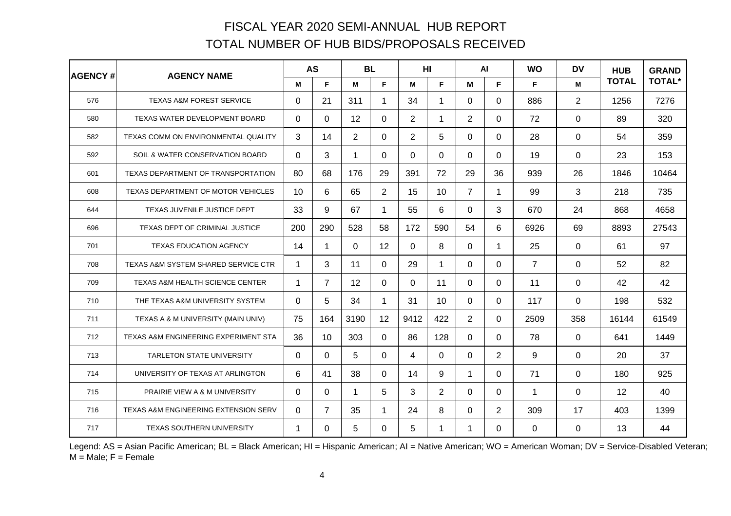# FISCAL YEAR 2020 SEMI-ANNUAL HUB REPORT

## TOTAL NUMBER OF HUB BIDS/PROPOSALS RECEIVED

| AGENCY # | AGENCY NAME | AS | | BL | | HI | | AI | | WO | DV | HUB TOTAL | GRAND TOTAL* |
|---|---|---|---|---|---|---|---|---|---|---|---|---|---|
| | | M | F | M | F | M | F | M | F | F | M | | |
| 576 | TEXAS A&M FOREST SERVICE | 0 | 21 | 311 | 1 | 34 | 1 | 0 | 0 | 886 | 2 | 1256 | 7276 |
| 580 | TEXAS WATER DEVELOPMENT BOARD | 0 | 0 | 12 | 0 | 2 | 1 | 2 | 0 | 72 | 0 | 89 | 320 |
| 582 | TEXAS COMM ON ENVIRONMENTAL QUALITY | 3 | 14 | 2 | 0 | 2 | 5 | 0 | 0 | 28 | 0 | 54 | 359 |
| 592 | SOIL & WATER CONSERVATION BOARD | 0 | 3 | 1 | 0 | 0 | 0 | 0 | 0 | 19 | 0 | 23 | 153 |
| 601 | TEXAS DEPARTMENT OF TRANSPORTATION | 80 | 68 | 176 | 29 | 391 | 72 | 29 | 36 | 939 | 26 | 1846 | 10464 |
| 608 | TEXAS DEPARTMENT OF MOTOR VEHICLES | 10 | 6 | 65 | 2 | 15 | 10 | 7 | 1 | 99 | 3 | 218 | 735 |
| 644 | TEXAS JUVENILE JUSTICE DEPT | 33 | 9 | 67 | 1 | 55 | 6 | 0 | 3 | 670 | 24 | 868 | 4658 |
| 696 | TEXAS DEPT OF CRIMINAL JUSTICE | 200 | 290 | 528 | 58 | 172 | 590 | 54 | 6 | 6926 | 69 | 8893 | 27543 |
| 701 | TEXAS EDUCATION AGENCY | 14 | 1 | 0 | 12 | 0 | 8 | 0 | 1 | 25 | 0 | 61 | 97 |
| 708 | TEXAS A&M SYSTEM SHARED SERVICE CTR | 1 | 3 | 11 | 0 | 29 | 1 | 0 | 0 | 7 | 0 | 52 | 82 |
| 709 | TEXAS A&M HEALTH SCIENCE CENTER | 1 | 7 | 12 | 0 | 0 | 11 | 0 | 0 | 11 | 0 | 42 | 42 |
| 710 | THE TEXAS A&M UNIVERSITY SYSTEM | 0 | 5 | 34 | 1 | 31 | 10 | 0 | 0 | 117 | 0 | 198 | 532 |
| 711 | TEXAS A & M UNIVERSITY (MAIN UNIV) | 75 | 164 | 3190 | 12 | 9412 | 422 | 2 | 0 | 2509 | 358 | 16144 | 61549 |
| 712 | TEXAS A&M ENGINEERING EXPERIMENT STA | 36 | 10 | 303 | 0 | 86 | 128 | 0 | 0 | 78 | 0 | 641 | 1449 |
| 713 | TARLETON STATE UNIVERSITY | 0 | 0 | 5 | 0 | 4 | 0 | 0 | 2 | 9 | 0 | 20 | 37 |
| 714 | UNIVERSITY OF TEXAS AT ARLINGTON | 6 | 41 | 38 | 0 | 14 | 9 | 1 | 0 | 71 | 0 | 180 | 925 |
| 715 | PRAIRIE VIEW A & M UNIVERSITY | 0 | 0 | 1 | 5 | 3 | 2 | 0 | 0 | 1 | 0 | 12 | 40 |
| 716 | TEXAS A&M ENGINEERING EXTENSION SERV | 0 | 7 | 35 | 1 | 24 | 8 | 0 | 2 | 309 | 17 | 403 | 1399 |
| 717 | TEXAS SOUTHERN UNIVERSITY | 1 | 0 | 5 | 0 | 5 | 1 | 1 | 0 | 0 | 0 | 13 | 44 |

Legend: AS = Asian Pacific American; BL = Black American; HI = Hispanic American; AI = Native American; WO = American Woman; DV = Service-Disabled Veteran; M = Male; F = Female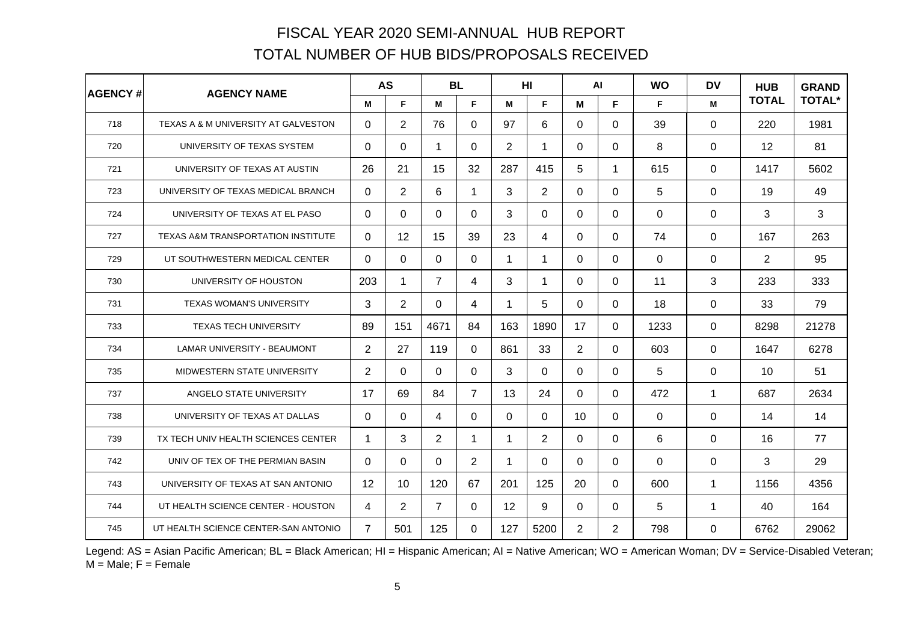# FISCAL YEAR 2020 SEMI-ANNUAL HUB REPORT

## TOTAL NUMBER OF HUB BIDS/PROPOSALS RECEIVED

| AGENCY # | AGENCY NAME | AS | | BL | | HI | | AI | | WO | DV | HUB TOTAL | GRAND TOTAL* |
|---|---|---|---|---|---|---|---|---|---|---|---|---|---|
| | | M | F | M | F | M | F | M | F | F | M | | |
| 718 | TEXAS A & M UNIVERSITY AT GALVESTON | 0 | 2 | 76 | 0 | 97 | 6 | 0 | 0 | 39 | 0 | 220 | 1981 |
| 720 | UNIVERSITY OF TEXAS SYSTEM | 0 | 0 | 1 | 0 | 2 | 1 | 0 | 0 | 8 | 0 | 12 | 81 |
| 721 | UNIVERSITY OF TEXAS AT AUSTIN | 26 | 21 | 15 | 32 | 287 | 415 | 5 | 1 | 615 | 0 | 1417 | 5602 |
| 723 | UNIVERSITY OF TEXAS MEDICAL BRANCH | 0 | 2 | 6 | 1 | 3 | 2 | 0 | 0 | 5 | 0 | 19 | 49 |
| 724 | UNIVERSITY OF TEXAS AT EL PASO | 0 | 0 | 0 | 0 | 3 | 0 | 0 | 0 | 0 | 0 | 3 | 3 |
| 727 | TEXAS A&M TRANSPORTATION INSTITUTE | 0 | 12 | 15 | 39 | 23 | 4 | 0 | 0 | 74 | 0 | 167 | 263 |
| 729 | UT SOUTHWESTERN MEDICAL CENTER | 0 | 0 | 0 | 0 | 1 | 1 | 0 | 0 | 0 | 0 | 2 | 95 |
| 730 | UNIVERSITY OF HOUSTON | 203 | 1 | 7 | 4 | 3 | 1 | 0 | 0 | 11 | 3 | 233 | 333 |
| 731 | TEXAS WOMAN'S UNIVERSITY | 3 | 2 | 0 | 4 | 1 | 5 | 0 | 0 | 18 | 0 | 33 | 79 |
| 733 | TEXAS TECH UNIVERSITY | 89 | 151 | 4671 | 84 | 163 | 1890 | 17 | 0 | 1233 | 0 | 8298 | 21278 |
| 734 | LAMAR UNIVERSITY - BEAUMONT | 2 | 27 | 119 | 0 | 861 | 33 | 2 | 0 | 603 | 0 | 1647 | 6278 |
| 735 | MIDWESTERN STATE UNIVERSITY | 2 | 0 | 0 | 0 | 3 | 0 | 0 | 0 | 5 | 0 | 10 | 51 |
| 737 | ANGELO STATE UNIVERSITY | 17 | 69 | 84 | 7 | 13 | 24 | 0 | 0 | 472 | 1 | 687 | 2634 |
| 738 | UNIVERSITY OF TEXAS AT DALLAS | 0 | 0 | 4 | 0 | 0 | 0 | 10 | 0 | 0 | 0 | 14 | 14 |
| 739 | TX TECH UNIV HEALTH SCIENCES CENTER | 1 | 3 | 2 | 1 | 1 | 2 | 0 | 0 | 6 | 0 | 16 | 77 |
| 742 | UNIV OF TEX OF THE PERMIAN BASIN | 0 | 0 | 0 | 2 | 1 | 0 | 0 | 0 | 0 | 0 | 3 | 29 |
| 743 | UNIVERSITY OF TEXAS AT SAN ANTONIO | 12 | 10 | 120 | 67 | 201 | 125 | 20 | 0 | 600 | 1 | 1156 | 4356 |
| 744 | UT HEALTH SCIENCE CENTER - HOUSTON | 4 | 2 | 7 | 0 | 12 | 9 | 0 | 0 | 5 | 1 | 40 | 164 |
| 745 | UT HEALTH SCIENCE CENTER-SAN ANTONIO | 7 | 501 | 125 | 0 | 127 | 5200 | 2 | 2 | 798 | 0 | 6762 | 29062 |

Legend: AS = Asian Pacific American; BL = Black American; HI = Hispanic American; AI = Native American; WO = American Woman; DV = Service-Disabled Veteran; M = Male; F = Female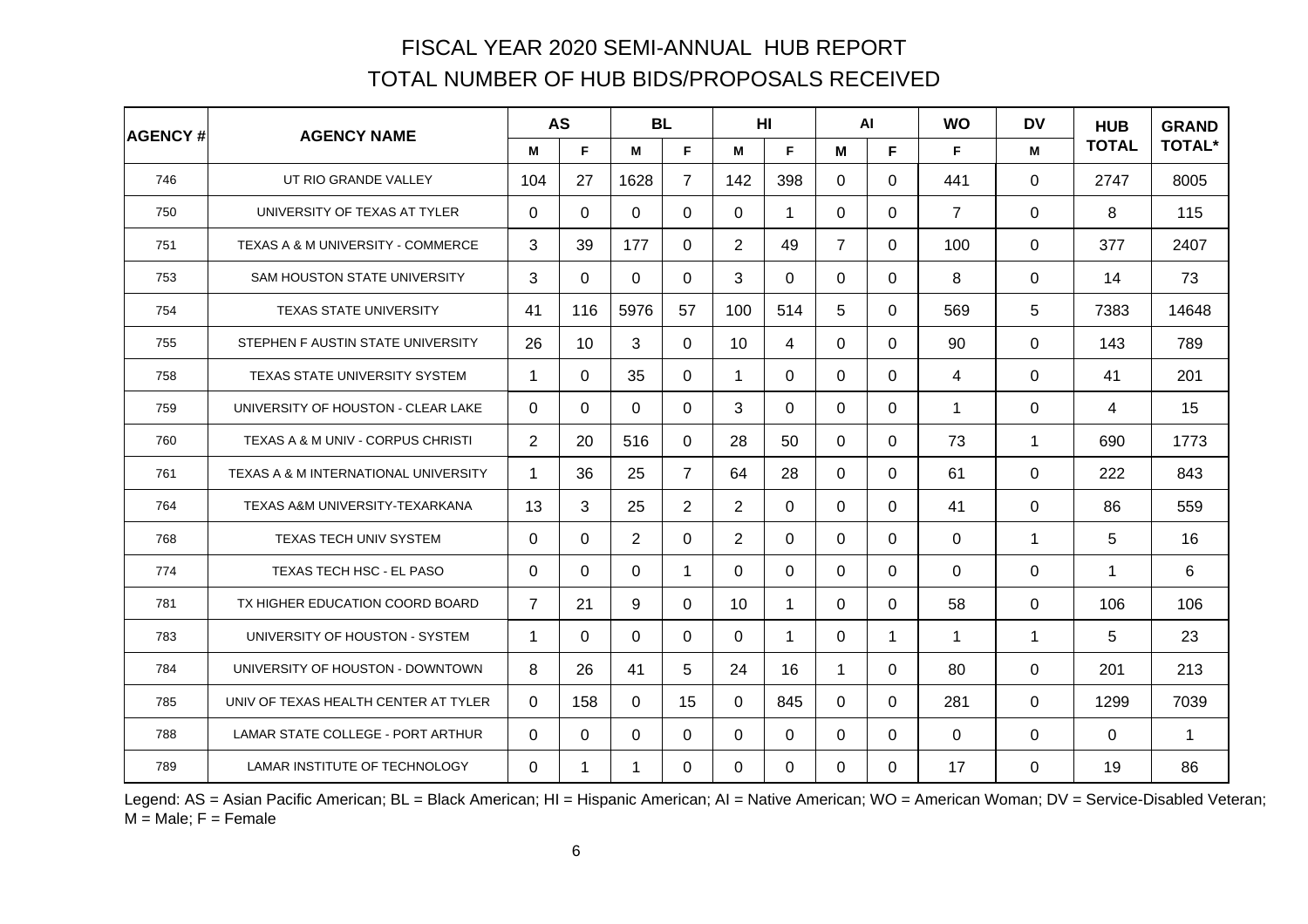# FISCAL YEAR 2020 SEMI-ANNUAL HUB REPORT

## TOTAL NUMBER OF HUB BIDS/PROPOSALS RECEIVED

| AGENCY # | AGENCY NAME | AS | | BL | | HI | | AI | | WO | DV | HUB TOTAL | GRAND TOTAL* |
|---|---|---|---|---|---|---|---|---|---|---|---|---|---|
| | | M | F | M | F | M | F | M | F | F | M | | |
| 746 | UT RIO GRANDE VALLEY | 104 | 27 | 1628 | 7 | 142 | 398 | 0 | 0 | 441 | 0 | 2747 | 8005 |
| 750 | UNIVERSITY OF TEXAS AT TYLER | 0 | 0 | 0 | 0 | 0 | 1 | 0 | 0 | 7 | 0 | 8 | 115 |
| 751 | TEXAS A & M UNIVERSITY - COMMERCE | 3 | 39 | 177 | 0 | 2 | 49 | 7 | 0 | 100 | 0 | 377 | 2407 |
| 753 | SAM HOUSTON STATE UNIVERSITY | 3 | 0 | 0 | 0 | 3 | 0 | 0 | 0 | 8 | 0 | 14 | 73 |
| 754 | TEXAS STATE UNIVERSITY | 41 | 116 | 5976 | 57 | 100 | 514 | 5 | 0 | 569 | 5 | 7383 | 14648 |
| 755 | STEPHEN F AUSTIN STATE UNIVERSITY | 26 | 10 | 3 | 0 | 10 | 4 | 0 | 0 | 90 | 0 | 143 | 789 |
| 758 | TEXAS STATE UNIVERSITY SYSTEM | 1 | 0 | 35 | 0 | 1 | 0 | 0 | 0 | 4 | 0 | 41 | 201 |
| 759 | UNIVERSITY OF HOUSTON - CLEAR LAKE | 0 | 0 | 0 | 0 | 3 | 0 | 0 | 0 | 1 | 0 | 4 | 15 |
| 760 | TEXAS A & M UNIV - CORPUS CHRISTI | 2 | 20 | 516 | 0 | 28 | 50 | 0 | 0 | 73 | 1 | 690 | 1773 |
| 761 | TEXAS A & M INTERNATIONAL UNIVERSITY | 1 | 36 | 25 | 7 | 64 | 28 | 0 | 0 | 61 | 0 | 222 | 843 |
| 764 | TEXAS A&M UNIVERSITY-TEXARKANA | 13 | 3 | 25 | 2 | 2 | 0 | 0 | 0 | 41 | 0 | 86 | 559 |
| 768 | TEXAS TECH UNIV SYSTEM | 0 | 0 | 2 | 0 | 2 | 0 | 0 | 0 | 0 | 1 | 5 | 16 |
| 774 | TEXAS TECH HSC - EL PASO | 0 | 0 | 0 | 1 | 0 | 0 | 0 | 0 | 0 | 0 | 1 | 6 |
| 781 | TX HIGHER EDUCATION COORD BOARD | 7 | 21 | 9 | 0 | 10 | 1 | 0 | 0 | 58 | 0 | 106 | 106 |
| 783 | UNIVERSITY OF HOUSTON - SYSTEM | 1 | 0 | 0 | 0 | 0 | 1 | 0 | 1 | 1 | 1 | 5 | 23 |
| 784 | UNIVERSITY OF HOUSTON - DOWNTOWN | 8 | 26 | 41 | 5 | 24 | 16 | 1 | 0 | 80 | 0 | 201 | 213 |
| 785 | UNIV OF TEXAS HEALTH CENTER AT TYLER | 0 | 158 | 0 | 15 | 0 | 845 | 0 | 0 | 281 | 0 | 1299 | 7039 |
| 788 | LAMAR STATE COLLEGE - PORT ARTHUR | 0 | 0 | 0 | 0 | 0 | 0 | 0 | 0 | 0 | 0 | 0 | 1 |
| 789 | LAMAR INSTITUTE OF TECHNOLOGY | 0 | 1 | 1 | 0 | 0 | 0 | 0 | 0 | 17 | 0 | 19 | 86 |

Legend: AS = Asian Pacific American; BL = Black American; HI = Hispanic American; AI = Native American; WO = American Woman; DV = Service-Disabled Veteran; M = Male; F = Female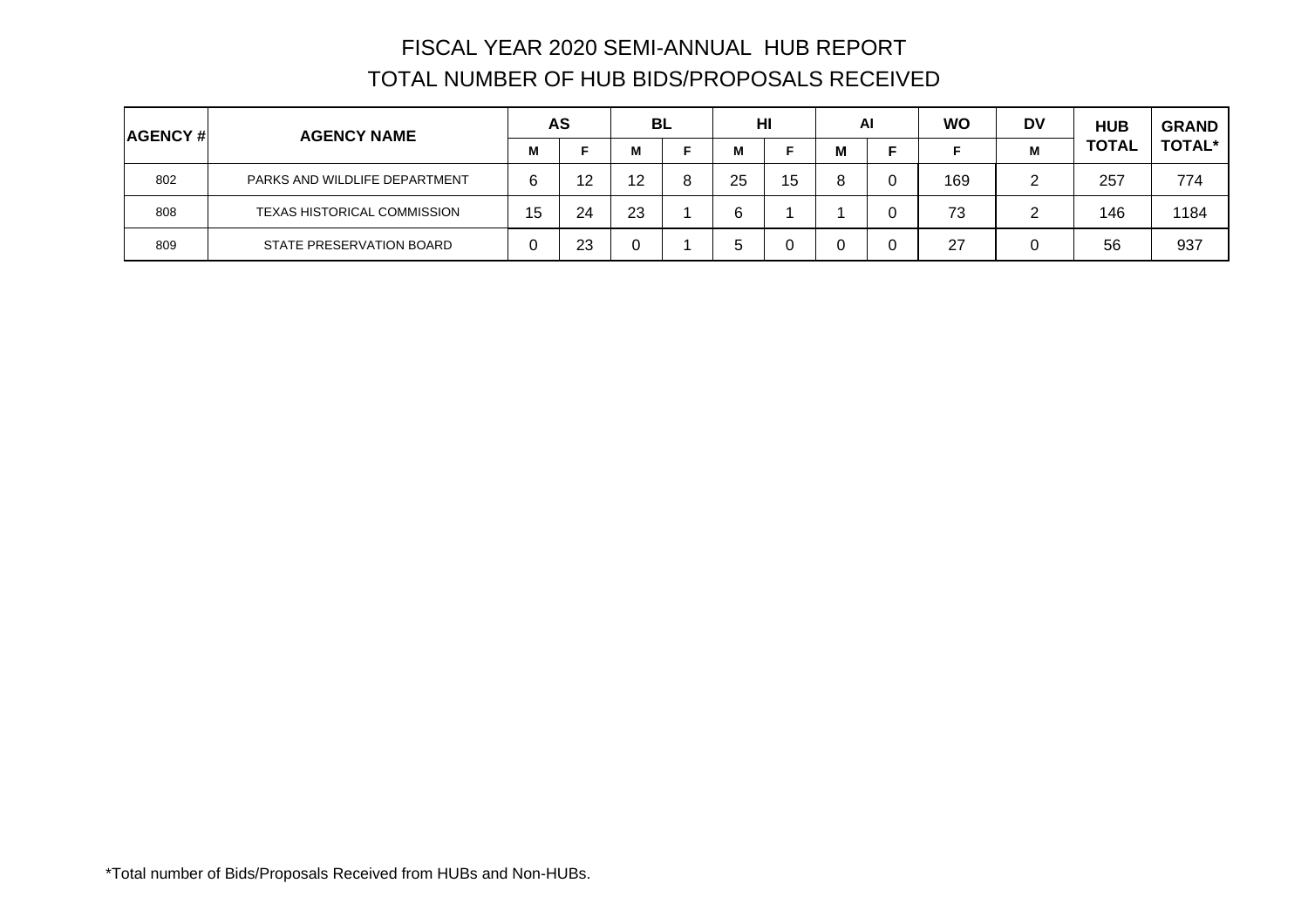# FISCAL YEAR 2020 SEMI-ANNUAL HUB REPORT
## TOTAL NUMBER OF HUB BIDS/PROPOSALS RECEIVED

| AGENCY # | AGENCY NAME | AS | | BL | | HI | | AI | | WO | DV | HUB TOTAL | GRAND TOTAL* |
|---|---|---|---|---|---|---|---|---|---|---|---|---|---|
| | | M | F | M | F | M | F | M | F | F | M | | |
| 802 | PARKS AND WILDLIFE DEPARTMENT | 6 | 12 | 12 | 8 | 25 | 15 | 8 | 0 | 169 | 2 | 257 | 774 |
| 808 | TEXAS HISTORICAL COMMISSION | 15 | 24 | 23 | 1 | 6 | 1 | 1 | 0 | 73 | 2 | 146 | 1184 |
| 809 | STATE PRESERVATION BOARD | 0 | 23 | 0 | 1 | 5 | 0 | 0 | 0 | 27 | 0 | 56 | 937 |

*Total number of Bids/Proposals Received from HUBs and Non-HUBs.